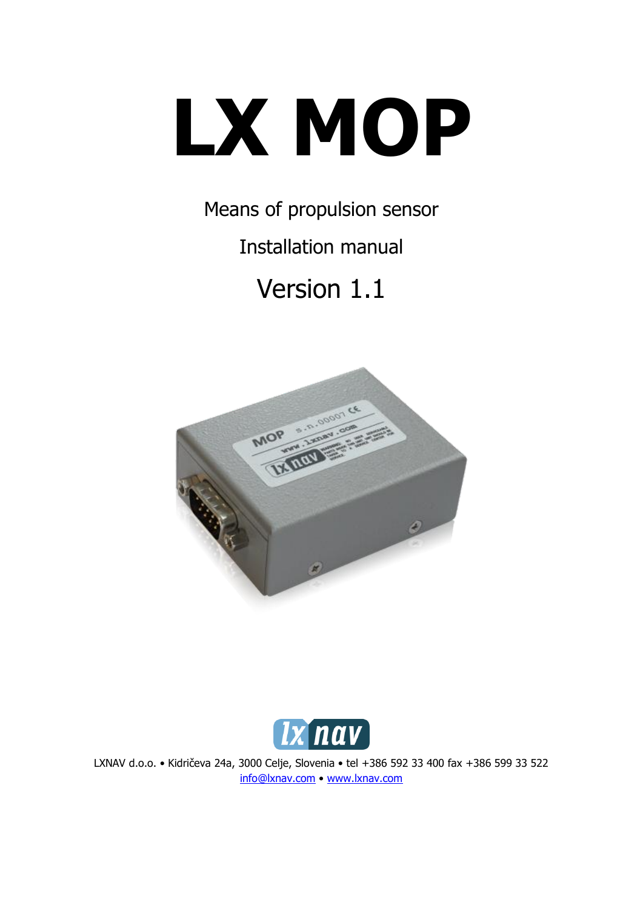# LX MOP

Means of propulsion sensor

Installation manual

Version 1.1

LXNAV d.o.o. • Kidričeva 24a, 3000 Celje, Slovenia • tel +386 592 33 400 fax +386 599 33 522
info@lxnav.com • www.lxnav.com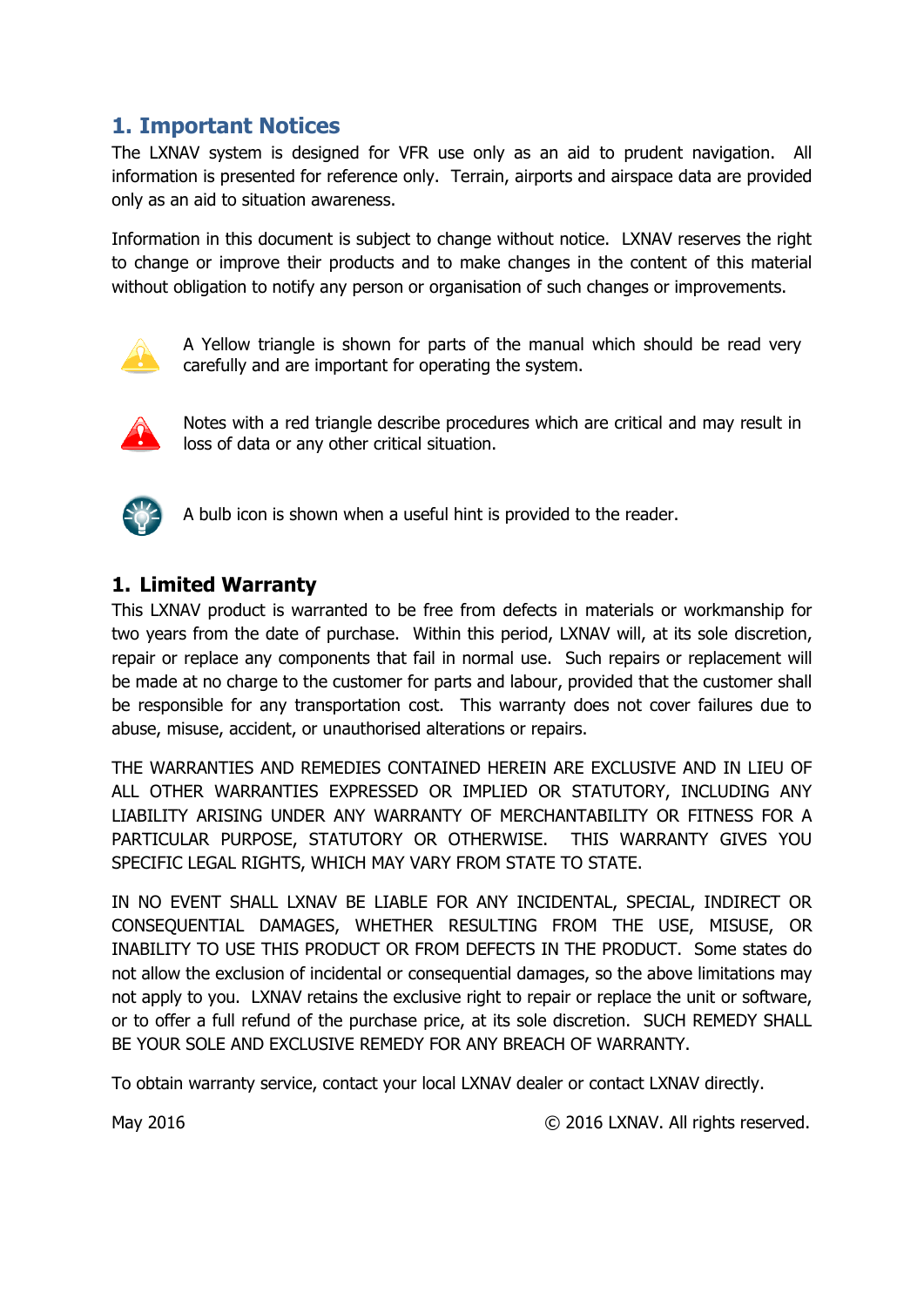# 1. Important Notices

The LXNAV system is designed for VFR use only as an aid to prudent navigation. All information is presented for reference only. Terrain, airports and airspace data are provided only as an aid to situation awareness.

Information in this document is subject to change without notice. LXNAV reserves the right to change or improve their products and to make changes in the content of this material without obligation to notify any person or organisation of such changes or improvements.

A Yellow triangle is shown for parts of the manual which should be read very carefully and are important for operating the system.

Notes with a red triangle describe procedures which are critical and may result in loss of data or any other critical situation.

A bulb icon is shown when a useful hint is provided to the reader.

# 1. Limited Warranty

This LXNAV product is warranted to be free from defects in materials or workmanship for two years from the date of purchase. Within this period, LXNAV will, at its sole discretion, repair or replace any components that fail in normal use. Such repairs or replacement will be made at no charge to the customer for parts and labour, provided that the customer shall be responsible for any transportation cost. This warranty does not cover failures due to abuse, misuse, accident, or unauthorised alterations or repairs.

THE WARRANTIES AND REMEDIES CONTAINED HEREIN ARE EXCLUSIVE AND IN LIEU OF ALL OTHER WARRANTIES EXPRESSED OR IMPLIED OR STATUTORY, INCLUDING ANY LIABILITY ARISING UNDER ANY WARRANTY OF MERCHANTABILITY OR FITNESS FOR A PARTICULAR PURPOSE, STATUTORY OR OTHERWISE. THIS WARRANTY GIVES YOU SPECIFIC LEGAL RIGHTS, WHICH MAY VARY FROM STATE TO STATE.

IN NO EVENT SHALL LXNAV BE LIABLE FOR ANY INCIDENTAL, SPECIAL, INDIRECT OR CONSEQUENTIAL DAMAGES, WHETHER RESULTING FROM THE USE, MISUSE, OR INABILITY TO USE THIS PRODUCT OR FROM DEFECTS IN THE PRODUCT. Some states do not allow the exclusion of incidental or consequential damages, so the above limitations may not apply to you. LXNAV retains the exclusive right to repair or replace the unit or software, or to offer a full refund of the purchase price, at its sole discretion. SUCH REMEDY SHALL BE YOUR SOLE AND EXCLUSIVE REMEDY FOR ANY BREACH OF WARRANTY.

To obtain warranty service, contact your local LXNAV dealer or contact LXNAV directly.

May 2016 © 2016 LXNAV. All rights reserved.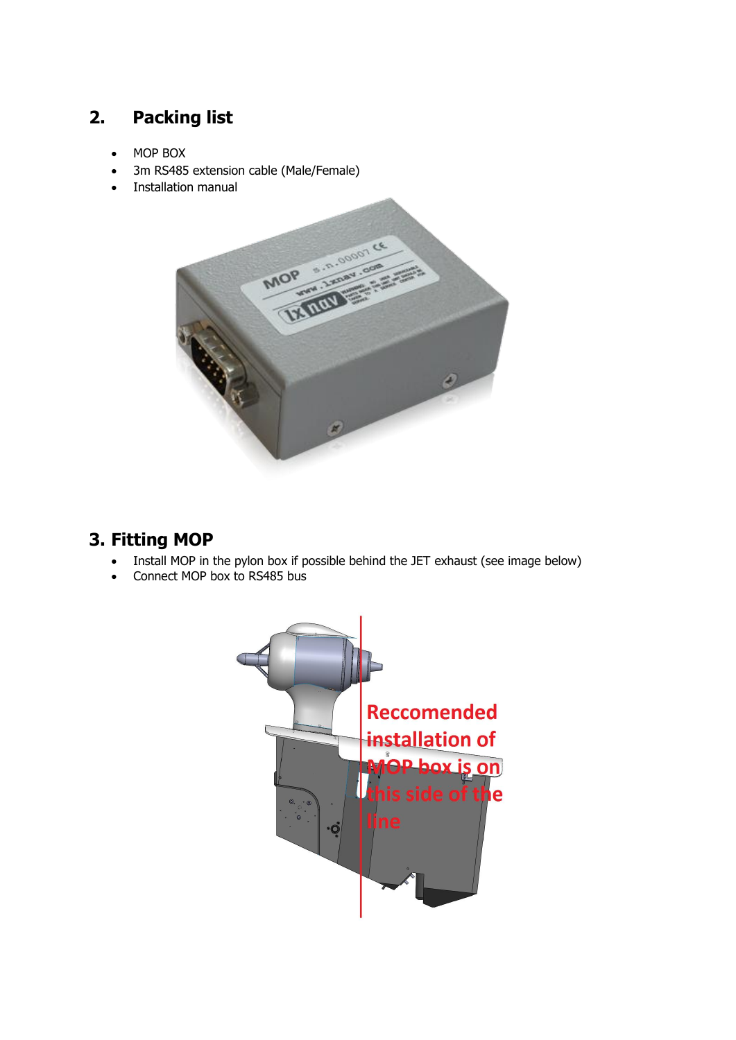## 2. Packing list

- MOP BOX
- 3m RS485 extension cable (Male/Female)
- Installation manual

## 3. Fitting MOP

- Install MOP in the pylon box if possible behind the JET exhaust (see image below)
- Connect MOP box to RS485 bus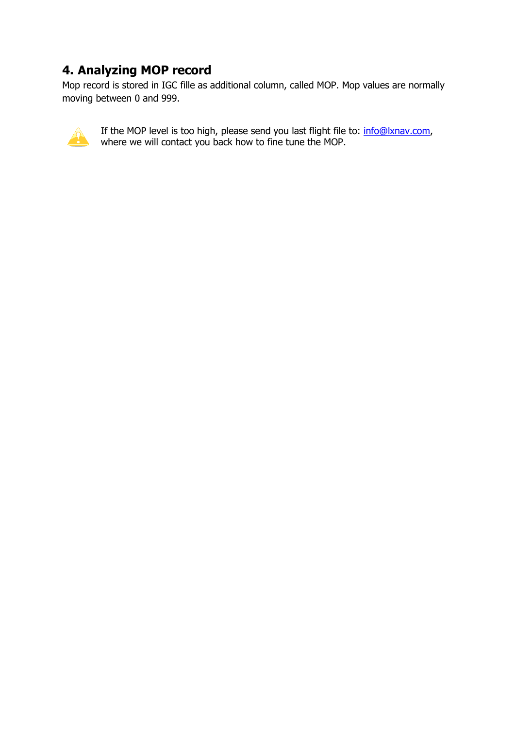# 4. Analyzing MOP record

Mop record is stored in IGC fille as additional column, called MOP. Mop values are normally moving between 0 and 999.

If the MOP level is too high, please send you last flight file to: info@lxnav.com, where we will contact you back how to fine tune the MOP.